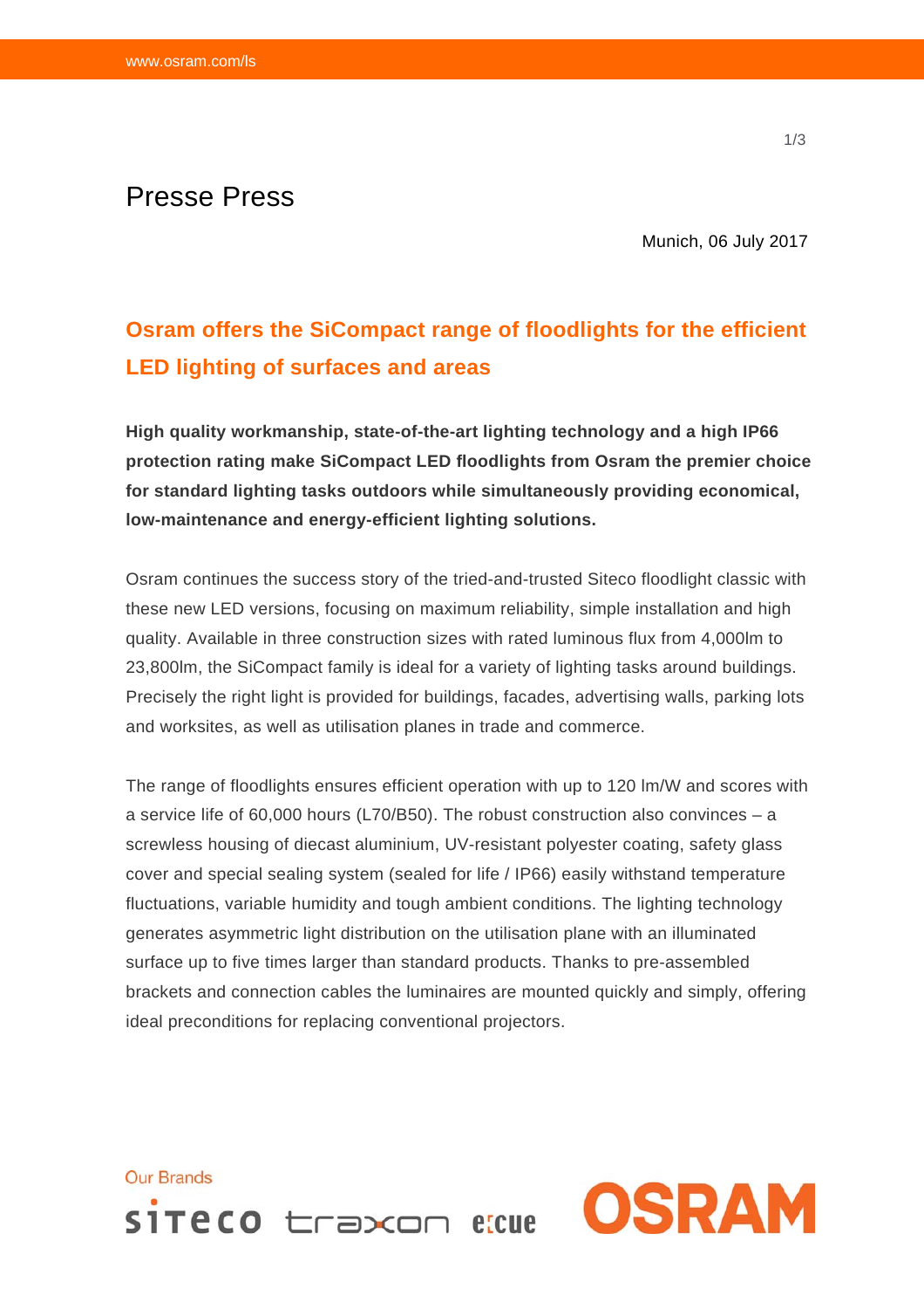Presse Press

Munich, 06 July 2017

# Osram offers the SiCompact range of floodlights for the efficient LED lighting of surfaces and areas

**High quality workmanship, state-of-the-art lighting technology and a high IP66 protection rating make SiCompact LED floodlights from Osram the premier choice for standard lighting tasks outdoors while simultaneously providing economical, low-maintenance and energy-efficient lighting solutions.**

Osram continues the success story of the tried-and-trusted Siteco floodlight classic with these new LED versions, focusing on maximum reliability, simple installation and high quality. Available in three construction sizes with rated luminous flux from 4,000lm to 23,800lm, the SiCompact family is ideal for a variety of lighting tasks around buildings. Precisely the right light is provided for buildings, facades, advertising walls, parking lots and worksites, as well as utilisation planes in trade and commerce.

The range of floodlights ensures efficient operation with up to 120 lm/W and scores with a service life of 60,000 hours (L70/B50). The robust construction also convinces – a screwless housing of diecast aluminium, UV-resistant polyester coating, safety glass cover and special sealing system (sealed for life / IP66) easily withstand temperature fluctuations, variable humidity and tough ambient conditions. The lighting technology generates asymmetric light distribution on the utilisation plane with an illuminated surface up to five times larger than standard products. Thanks to pre-assembled brackets and connection cables the luminaires are mounted quickly and simply, offering ideal preconditions for replacing conventional projectors.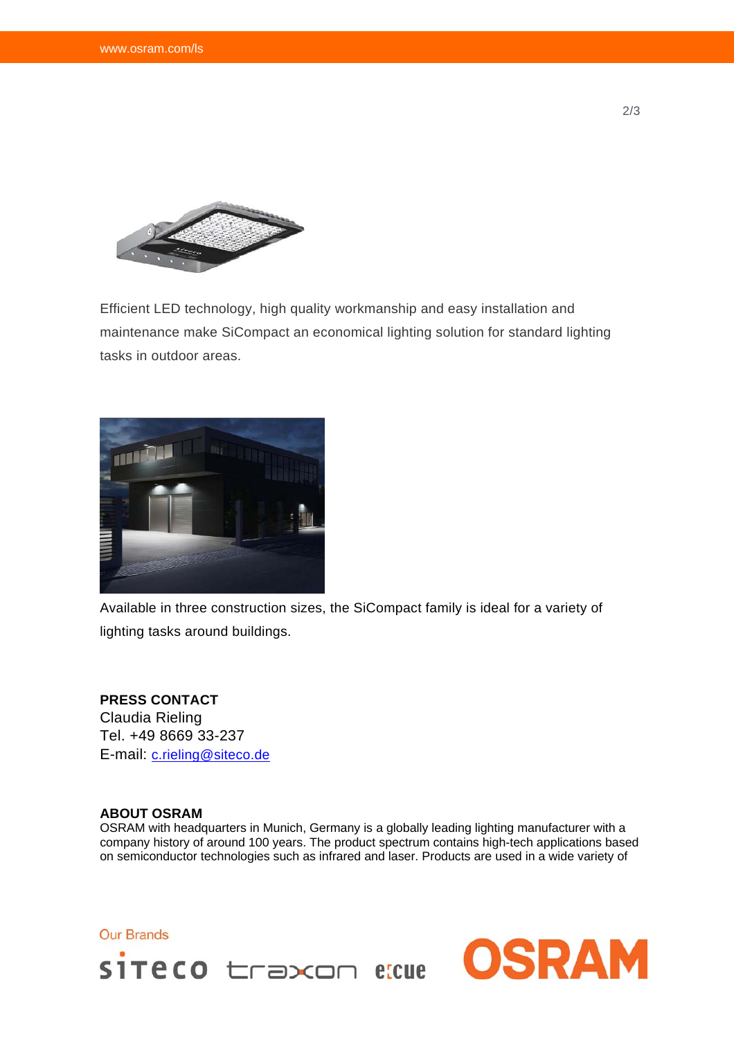Efficient LED technology, high quality workmanship and easy installation and maintenance make SiCompact an economical lighting solution for standard lighting tasks in outdoor areas.

Available in three construction sizes, the SiCompact family is ideal for a variety of lighting tasks around buildings.

**PRESS CONTACT**
Claudia Rieling
Tel. +49 8669 33-237
E-mail: c.rieling@siteco.de

**ABOUT OSRAM**
OSRAM with headquarters in Munich, Germany is a globally leading lighting manufacturer with a company history of around 100 years. The product spectrum contains high-tech applications based on semiconductor technologies such as infrared and laser. Products are used in a wide variety of

Our Brands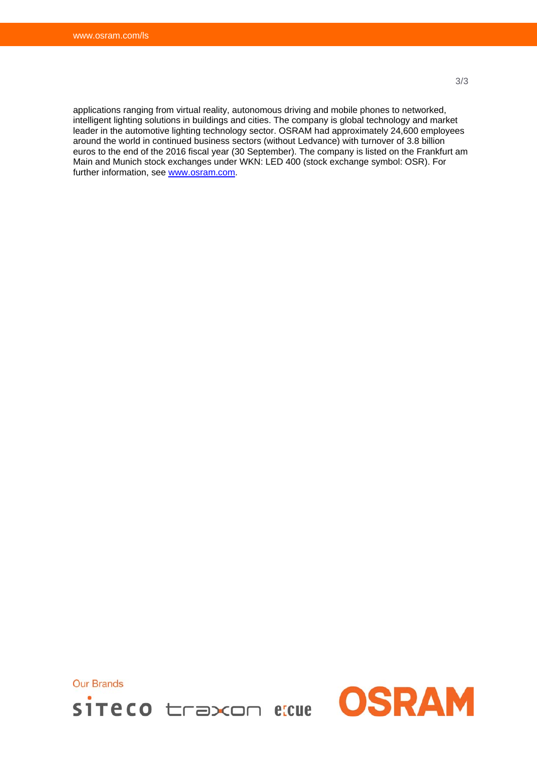applications ranging from virtual reality, autonomous driving and mobile phones to networked, intelligent lighting solutions in buildings and cities. The company is global technology and market leader in the automotive lighting technology sector. OSRAM had approximately 24,600 employees around the world in continued business sectors (without Ledvance) with turnover of 3.8 billion euros to the end of the 2016 fiscal year (30 September). The company is listed on the Frankfurt am Main and Munich stock exchanges under WKN: LED 400 (stock exchange symbol: OSR). For further information, see www.osram.com.

Our Brands

siteco traxon e:cue OSRAM